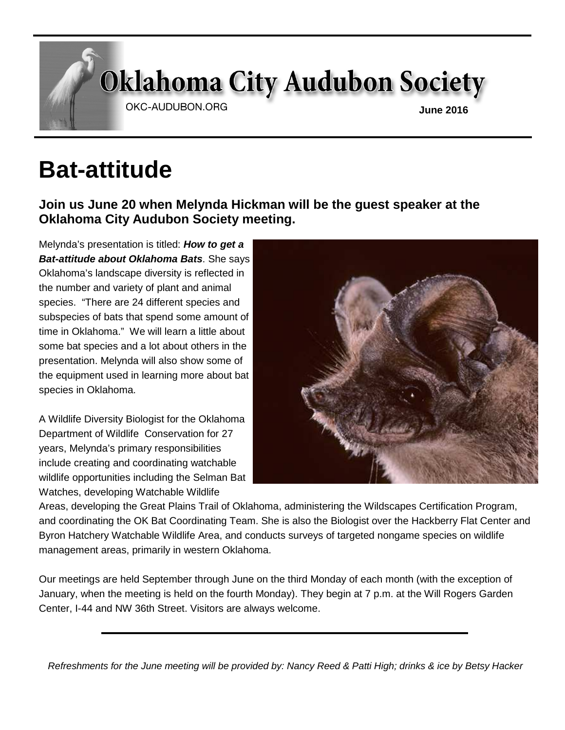# Oklahoma City Audubon Society

OKC-AUDUBON.ORG

**June 2016**

# Bat-attitude

### Join us June 20 when Melynda Hickman will be the guest speaker at the Oklahoma City Audubon Society meeting.

Melynda's presentation is titled: ***How to get a Bat-attitude about Oklahoma Bats***. She says Oklahoma's landscape diversity is reflected in the number and variety of plant and animal species. "There are 24 different species and subspecies of bats that spend some amount of time in Oklahoma." We will learn a little about some bat species and a lot about others in the presentation. Melynda will also show some of the equipment used in learning more about bat species in Oklahoma.

A Wildlife Diversity Biologist for the Oklahoma Department of Wildlife Conservation for 27 years, Melynda's primary responsibilities include creating and coordinating watchable wildlife opportunities including the Selman Bat Watches, developing Watchable Wildlife Areas, developing the Great Plains Trail of Oklahoma, administering the Wildscapes Certification Program, and coordinating the OK Bat Coordinating Team. She is also the Biologist over the Hackberry Flat Center and Byron Hatchery Watchable Wildlife Area, and conducts surveys of targeted nongame species on wildlife management areas, primarily in western Oklahoma.

Our meetings are held September through June on the third Monday of each month (with the exception of January, when the meeting is held on the fourth Monday). They begin at 7 p.m. at the Will Rogers Garden Center, I-44 and NW 36th Street. Visitors are always welcome.

---

*Refreshments for the June meeting will be provided by: Nancy Reed & Patti High; drinks & ice by Betsy Hacker*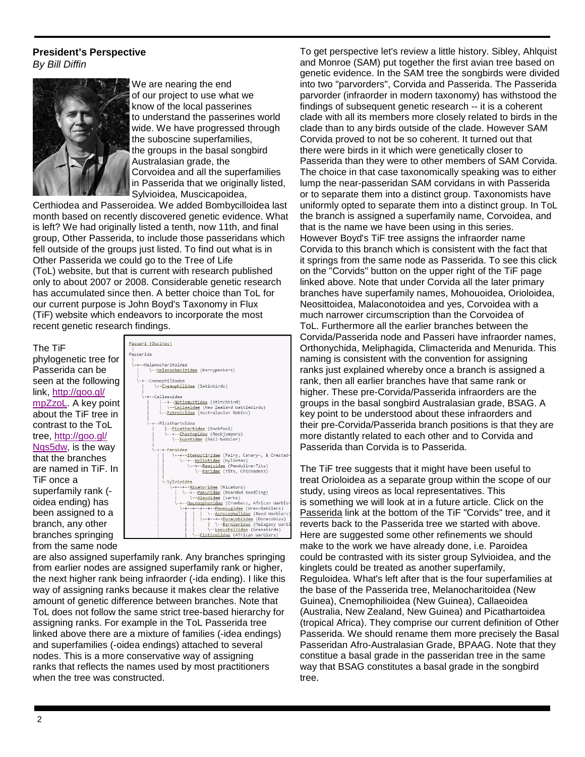## President's Perspective

*By Bill Diffin*

We are nearing the end of our project to use what we know of the local passerines to understand the passerines world wide. We have progressed through the suboscine superfamilies, the groups in the basal songbird Australasian grade, the Corvoidea and all the superfamilies in Passerida that we originally listed, Sylvioidea, Muscicapoidea, Certhiodea and Passeroidea. We added Bombycilloidea last month based on recently discovered genetic evidence. What is left? We had originally listed a tenth, now 11th, and final group, Other Passerida, to include those passeridans which fell outside of the groups just listed. To find out what is in Other Passerida we could go to the Tree of Life (ToL) website, but that is current with research published only to about 2007 or 2008. Considerable genetic research has accumulated since then. A better choice than ToL for our current purpose is John Boyd's Taxonomy in Flux (TiF) website which endeavors to incorporate the most recent genetic research findings.

The TiF phylogenetic tree for Passerida can be seen at the following link, http://goo.gl/mpZzoL. A key point about the TiF tree in contrast to the ToL tree, http://goo.gl/Nqs5dw, is the way that the branches are named in TiF. In TiF once a superfamily rank (-oidea ending) has been assigned to a branch, any other branches springing from the same node are also assigned superfamily rank. Any branches springing from earlier nodes are assigned superfamily rank or higher, the next higher rank being infraorder (-ida ending). I like this way of assigning ranks because it makes clear the relative amount of genetic difference between branches. Note that ToL does not follow the same strict tree-based hierarchy for assigning ranks. For example in the ToL Passerida tree linked above there are a mixture of families (-idea endings) and superfamilies (-oidea endings) attached to several nodes. This is a more conservative way of assigning ranks that reflects the names used by most practitioners when the tree was constructed.

```
Passeri (Oscines)
 |
Passerida
 |
 \-+--Melanocharitoidea
 |     \--Melanocharitidae (Berrypeckers)
 |
 \-+--Cnemophilioidea
   |     \--Cnemophilidae (Satinbirds)
   |
   \-+--Callaeoidea
     |     |--+--Notiomystidae (Stitchbird)
     |     |  \--Callaeidae (New Zealand Wattlebirds)
     |     \--Petroicidae (Australasian Robins)
     |
     \-+--Picathartoidea
       |     |--Picathartidae (Rockfowl)
       |     \--+--Chaetopidae (Rockjumpers)
       |        \--Eupetidae (Rail-babbler)
       |
       \-+-+-Paroidea
         | |  \--+--Stenostiridae (Fairy, Canary-, & Crested-
         | |     \--+--Hyliotidae (Hyliotas)
         | |        \--+--Remizidae (Penduline-Tits)
         | |           \--Paridae (Tits, Chickadees)
         | |
         | \-Sylvioidea
         |   \-+-+--Nicatoridae (Nicators)
         |     | \--+--Panuridae (Bearded Reedling)
         |     |    \--Alaudidae (Larks)
         |     \-+--Macrosphenidae (Crombecs, African Warbler
         |       \-+--+--+--+--Pnoepygidae (Wren-Babblers)
         |         |  |  |  \--Acrocephalidae (Reed-Warblers)
         |         |  |  \--+--+--Donacobiidae (Donacobius)
         |         |  |     |  \--Bernieridae (Malagasy Warbl
         |         |  |     \--Locustellidae (Grassbirds)
         |         |  \--Cisticolidae (African Warblers)
```

To get perspective let's review a little history. Sibley, Ahlquist and Monroe (SAM) put together the first avian tree based on genetic evidence. In the SAM tree the songbirds were divided into two "parvorders", Corvida and Passerida. The Passerida parvorder (infraorder in modern taxonomy) has withstood the findings of subsequent genetic research -- it is a coherent clade with all its members more closely related to birds in the clade than to any birds outside of the clade. However SAM Corvida proved to not be so coherent. It turned out that there were birds in it which were genetically closer to Passerida than they were to other members of SAM Corvida. The choice in that case taxonomically speaking was to either lump the near-passeridan SAM corvidans in with Passerida or to separate them into a distinct group. Taxonomists have uniformly opted to separate them into a distinct group. In ToL the branch is assigned a superfamily name, Corvoidea, and that is the name we have been using in this series. However Boyd's TiF tree assigns the infraorder name Corvida to this branch which is consistent with the fact that it springs from the same node as Passerida. To see this click on the "Corvids" button on the upper right of the TiF page linked above. Note that under Corvida all the later primary branches have superfamily names, Mohouoidea, Orioloidea, Neosittoidea, Malaconotoidea and yes, Corvoidea with a much narrower circumscription than the Corvoidea of ToL. Furthermore all the earlier branches between the Corvida/Passerida node and Passeri have infraorder names, Orthonychida, Meliphagida, Climacterida and Menurida. This naming is consistent with the convention for assigning ranks just explained whereby once a branch is assigned a rank, then all earlier branches have that same rank or higher. These pre-Corvida/Passerida infraorders are the groups in the basal songbird Australasian grade, BSAG. A key point to be understood about these infraorders and their pre-Corvida/Passerida branch positions is that they are more distantly related to each other and to Corvida and Passerida than Corvida is to Passerida.

The TiF tree suggests that it might have been useful to treat Orioloidea as a separate group within the scope of our study, using vireos as local representatives. This is something we will look at in a future article. Click on the Passerida link at the bottom of the TiF "Corvids" tree, and it reverts back to the Passerida tree we started with above. Here are suggested some other refinements we should make to the work we have already done, i.e. Paroidea could be contrasted with its sister group Sylvioidea, and the kinglets could be treated as another superfamily, Reguloidea. What's left after that is the four superfamilies at the base of the Passerida tree, Melanocharitoidea (New Guinea), Cnemophilioidea (New Guinea), Callaeoidea (Australia, New Zealand, New Guinea) and Picathartoidea (tropical Africa). They comprise our current definition of Other Passerida. We should rename them more precisely the Basal Passeridan Afro-Australasian Grade, BPAAG. Note that they constitue a basal grade in the passeridan tree in the same way that BSAG constitutes a basal grade in the songbird tree.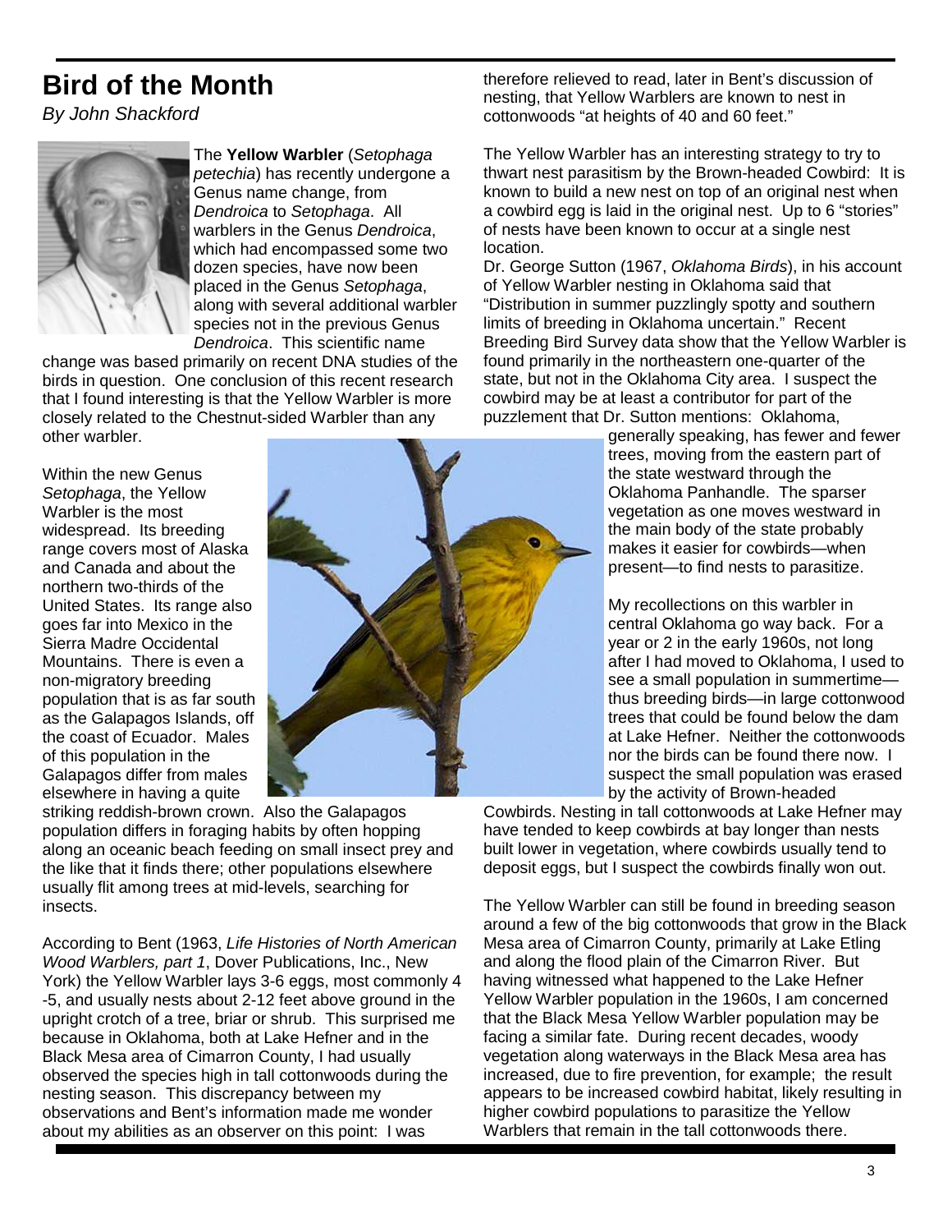# Bird of the Month

*By John Shackford*

The **Yellow Warbler** (*Setophaga petechia*) has recently undergone a Genus name change, from *Dendroica* to *Setophaga*. All warblers in the Genus *Dendroica*, which had encompassed some two dozen species, have now been placed in the Genus *Setophaga*, along with several additional warbler species not in the previous Genus *Dendroica*. This scientific name change was based primarily on recent DNA studies of the birds in question. One conclusion of this recent research that I found interesting is that the Yellow Warbler is more closely related to the Chestnut-sided Warbler than any other warbler.

Within the new Genus *Setophaga*, the Yellow Warbler is the most widespread. Its breeding range covers most of Alaska and Canada and about the northern two-thirds of the United States. Its range also goes far into Mexico in the Sierra Madre Occidental Mountains. There is even a non-migratory breeding population that is as far south as the Galapagos Islands, off the coast of Ecuador. Males of this population in the Galapagos differ from males elsewhere in having a quite striking reddish-brown crown. Also the Galapagos population differs in foraging habits by often hopping along an oceanic beach feeding on small insect prey and the like that it finds there; other populations elsewhere usually flit among trees at mid-levels, searching for insects.

According to Bent (1963, *Life Histories of North American Wood Warblers, part 1*, Dover Publications, Inc., New York) the Yellow Warbler lays 3-6 eggs, most commonly 4-5, and usually nests about 2-12 feet above ground in the upright crotch of a tree, briar or shrub. This surprised me because in Oklahoma, both at Lake Hefner and in the Black Mesa area of Cimarron County, I had usually observed the species high in tall cottonwoods during the nesting season. This discrepancy between my observations and Bent's information made me wonder about my abilities as an observer on this point: I was therefore relieved to read, later in Bent's discussion of nesting, that Yellow Warblers are known to nest in cottonwoods "at heights of 40 and 60 feet."

The Yellow Warbler has an interesting strategy to try to thwart nest parasitism by the Brown-headed Cowbird: It is known to build a new nest on top of an original nest when a cowbird egg is laid in the original nest. Up to 6 "stories" of nests have been known to occur at a single nest location.

Dr. George Sutton (1967, *Oklahoma Birds*), in his account of Yellow Warbler nesting in Oklahoma said that "Distribution in summer puzzlingly spotty and southern limits of breeding in Oklahoma uncertain." Recent Breeding Bird Survey data show that the Yellow Warbler is found primarily in the northeastern one-quarter of the state, but not in the Oklahoma City area. I suspect the cowbird may be at least a contributor for part of the puzzlement that Dr. Sutton mentions: Oklahoma, generally speaking, has fewer and fewer trees, moving from the eastern part of the state westward through the Oklahoma Panhandle. The sparser vegetation as one moves westward in the main body of the state probably makes it easier for cowbirds—when present—to find nests to parasitize.

My recollections on this warbler in central Oklahoma go way back. For a year or 2 in the early 1960s, not long after I had moved to Oklahoma, I used to see a small population in summertime—thus breeding birds—in large cottonwood trees that could be found below the dam at Lake Hefner. Neither the cottonwoods nor the birds can be found there now. I suspect the small population was erased by the activity of Brown-headed Cowbirds. Nesting in tall cottonwoods at Lake Hefner may have tended to keep cowbirds at bay longer than nests built lower in vegetation, where cowbirds usually tend to deposit eggs, but I suspect the cowbirds finally won out.

The Yellow Warbler can still be found in breeding season around a few of the big cottonwoods that grow in the Black Mesa area of Cimarron County, primarily at Lake Etling and along the flood plain of the Cimarron River. But having witnessed what happened to the Lake Hefner Yellow Warbler population in the 1960s, I am concerned that the Black Mesa Yellow Warbler population may be facing a similar fate. During recent decades, woody vegetation along waterways in the Black Mesa area has increased, due to fire prevention, for example; the result appears to be increased cowbird habitat, likely resulting in higher cowbird populations to parasitize the Yellow Warblers that remain in the tall cottonwoods there.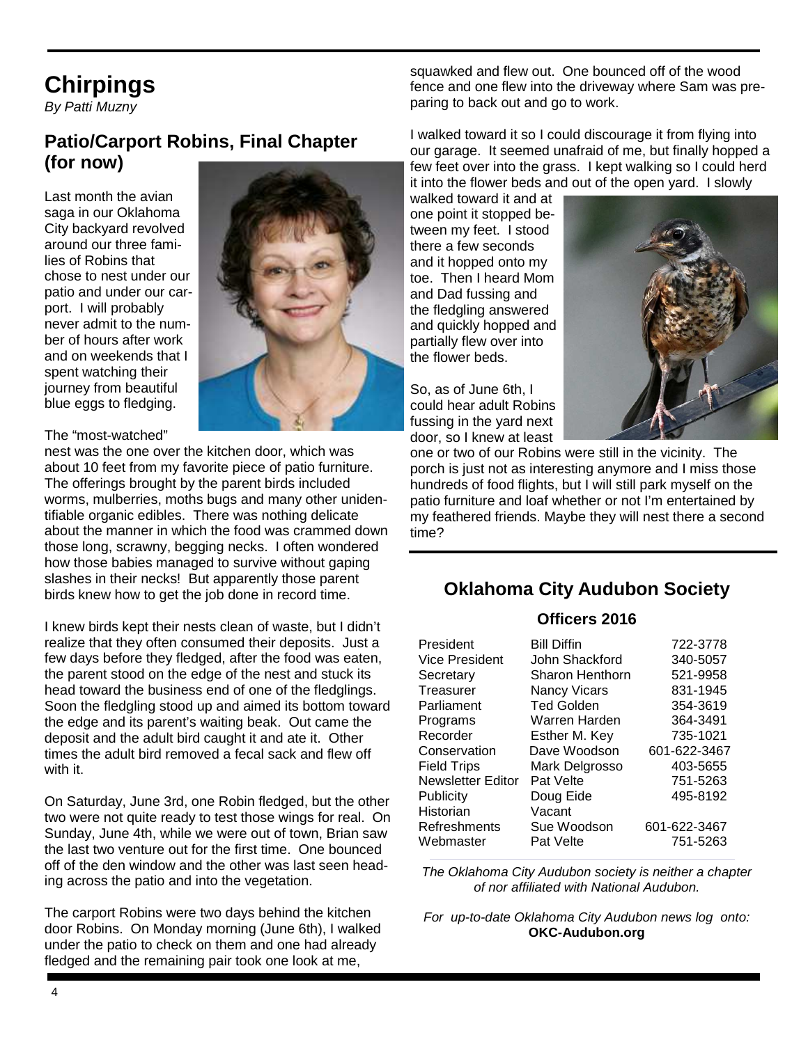# Chirpings

*By Patti Muzny*

## Patio/Carport Robins, Final Chapter (for now)

Last month the avian saga in our Oklahoma City backyard revolved around our three families of Robins that chose to nest under our patio and under our carport. I will probably never admit to the number of hours after work and on weekends that I spent watching their journey from beautiful blue eggs to fledging.

The "most-watched" nest was the one over the kitchen door, which was about 10 feet from my favorite piece of patio furniture. The offerings brought by the parent birds included worms, mulberries, moths bugs and many other unidentifiable organic edibles. There was nothing delicate about the manner in which the food was crammed down those long, scrawny, begging necks. I often wondered how those babies managed to survive without gaping slashes in their necks! But apparently those parent birds knew how to get the job done in record time.

I knew birds kept their nests clean of waste, but I didn't realize that they often consumed their deposits. Just a few days before they fledged, after the food was eaten, the parent stood on the edge of the nest and stuck its head toward the business end of one of the fledglings. Soon the fledgling stood up and aimed its bottom toward the edge and its parent's waiting beak. Out came the deposit and the adult bird caught it and ate it. Other times the adult bird removed a fecal sack and flew off with it.

On Saturday, June 3rd, one Robin fledged, but the other two were not quite ready to test those wings for real. On Sunday, June 4th, while we were out of town, Brian saw the last two venture out for the first time. One bounced off of the den window and the other was last seen heading across the patio and into the vegetation.

The carport Robins were two days behind the kitchen door Robins. On Monday morning (June 6th), I walked under the patio to check on them and one had already fledged and the remaining pair took one look at me, squawked and flew out. One bounced off of the wood fence and one flew into the driveway where Sam was preparing to back out and go to work.

I walked toward it so I could discourage it from flying into our garage. It seemed unafraid of me, but finally hopped a few feet over into the grass. I kept walking so I could herd it into the flower beds and out of the open yard. I slowly walked toward it and at one point it stopped between my feet. I stood there a few seconds and it hopped onto my toe. Then I heard Mom and Dad fussing and the fledgling answered and quickly hopped and partially flew over into the flower beds.

So, as of June 6th, I could hear adult Robins fussing in the yard next door, so I knew at least one or two of our Robins were still in the vicinity. The porch is just not as interesting anymore and I miss those hundreds of food flights, but I will still park myself on the patio furniture and loaf whether or not I'm entertained by my feathered friends. Maybe they will nest there a second time?

## Oklahoma City Audubon Society

### Officers 2016

| | | |
|---|---|---|
| President | Bill Diffin | 722-3778 |
| Vice President | John Shackford | 340-5057 |
| Secretary | Sharon Henthorn | 521-9958 |
| Treasurer | Nancy Vicars | 831-1945 |
| Parliament | Ted Golden | 354-3619 |
| Programs | Warren Harden | 364-3491 |
| Recorder | Esther M. Key | 735-1021 |
| Conservation | Dave Woodson | 601-622-3467 |
| Field Trips | Mark Delgrosso | 403-5655 |
| Newsletter Editor | Pat Velte | 751-5263 |
| Publicity | Doug Eide | 495-8192 |
| Historian | Vacant | |
| Refreshments | Sue Woodson | 601-622-3467 |
| Webmaster | Pat Velte | 751-5263 |

*The Oklahoma City Audubon society is neither a chapter of nor affiliated with National Audubon.*

*For up-to-date Oklahoma City Audubon news log onto:* **OKC-Audubon.org**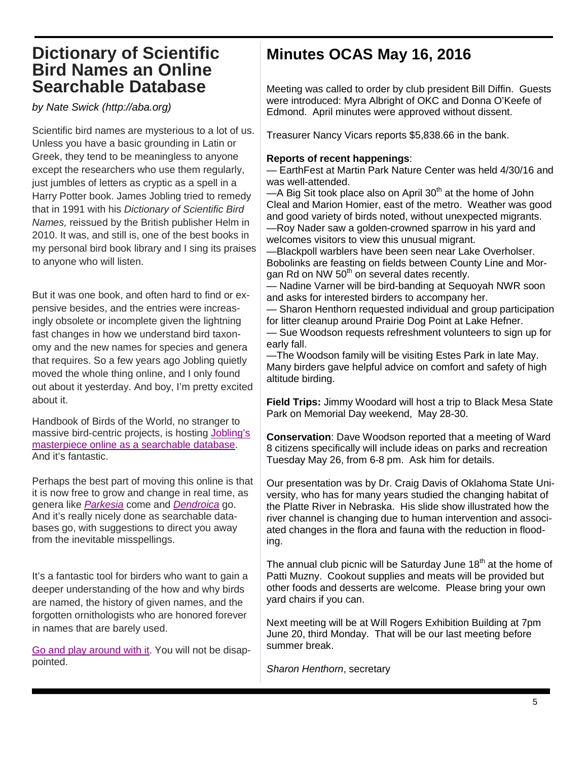## Dictionary of Scientific Bird Names an Online Searchable Database

*by Nate Swick (http://aba.org)*

Scientific bird names are mysterious to a lot of us. Unless you have a basic grounding in Latin or Greek, they tend to be meaningless to anyone except the researchers who use them regularly, just jumbles of letters as cryptic as a spell in a Harry Potter book. James Jobling tried to remedy that in 1991 with his *Dictionary of Scientific Bird Names,* reissued by the British publisher Helm in 2010. It was, and still is, one of the best books in my personal bird book library and I sing its praises to anyone who will listen.

But it was one book, and often hard to find or expensive besides, and the entries were increasingly obsolete or incomplete given the lightning fast changes in how we understand bird taxonomy and the new names for species and genera that requires. So a few years ago Jobling quietly moved the whole thing online, and I only found out about it yesterday. And boy, I'm pretty excited about it.

Handbook of Birds of the World, no stranger to massive bird-centric projects, is hosting Jobling's masterpiece online as a searchable database. And it's fantastic.

Perhaps the best part of moving this online is that it is now free to grow and change in real time, as genera like *Parkesia* come and *Dendroica* go. And it's really nicely done as searchable databases go, with suggestions to direct you away from the inevitable misspellings.

It's a fantastic tool for birders who want to gain a deeper understanding of the how and why birds are named, the history of given names, and the forgotten ornithologists who are honored forever in names that are barely used.

Go and play around with it. You will not be disappointed.

## Minutes OCAS May 16, 2016

Meeting was called to order by club president Bill Diffin. Guests were introduced: Myra Albright of OKC and Donna O'Keefe of Edmond. April minutes were approved without dissent.

Treasurer Nancy Vicars reports $5,838.66 in the bank.

**Reports of recent happenings**:

— EarthFest at Martin Park Nature Center was held 4/30/16 and was well-attended.
—A Big Sit took place also on April 30th at the home of John Cleal and Marion Homier, east of the metro. Weather was good and good variety of birds noted, without unexpected migrants.
—Roy Nader saw a golden-crowned sparrow in his yard and welcomes visitors to view this unusual migrant.
—Blackpoll warblers have been seen near Lake Overholser. Bobolinks are feasting on fields between County Line and Morgan Rd on NW 50th on several dates recently.
— Nadine Varner will be bird-banding at Sequoyah NWR soon and asks for interested birders to accompany her.
— Sharon Henthorn requested individual and group participation for litter cleanup around Prairie Dog Point at Lake Hefner.
— Sue Woodson requests refreshment volunteers to sign up for early fall.
—The Woodson family will be visiting Estes Park in late May. Many birders gave helpful advice on comfort and safety of high altitude birding.

**Field Trips:** Jimmy Woodard will host a trip to Black Mesa State Park on Memorial Day weekend, May 28-30.

**Conservation**: Dave Woodson reported that a meeting of Ward 8 citizens specifically will include ideas on parks and recreation Tuesday May 26, from 6-8 pm. Ask him for details.

Our presentation was by Dr. Craig Davis of Oklahoma State University, who has for many years studied the changing habitat of the Platte River in Nebraska. His slide show illustrated how the river channel is changing due to human intervention and associated changes in the flora and fauna with the reduction in flooding.

The annual club picnic will be Saturday June 18th at the home of Patti Muzny. Cookout supplies and meats will be provided but other foods and desserts are welcome. Please bring your own yard chairs if you can.

Next meeting will be at Will Rogers Exhibition Building at 7pm June 20, third Monday. That will be our last meeting before summer break.

*Sharon Henthorn*, secretary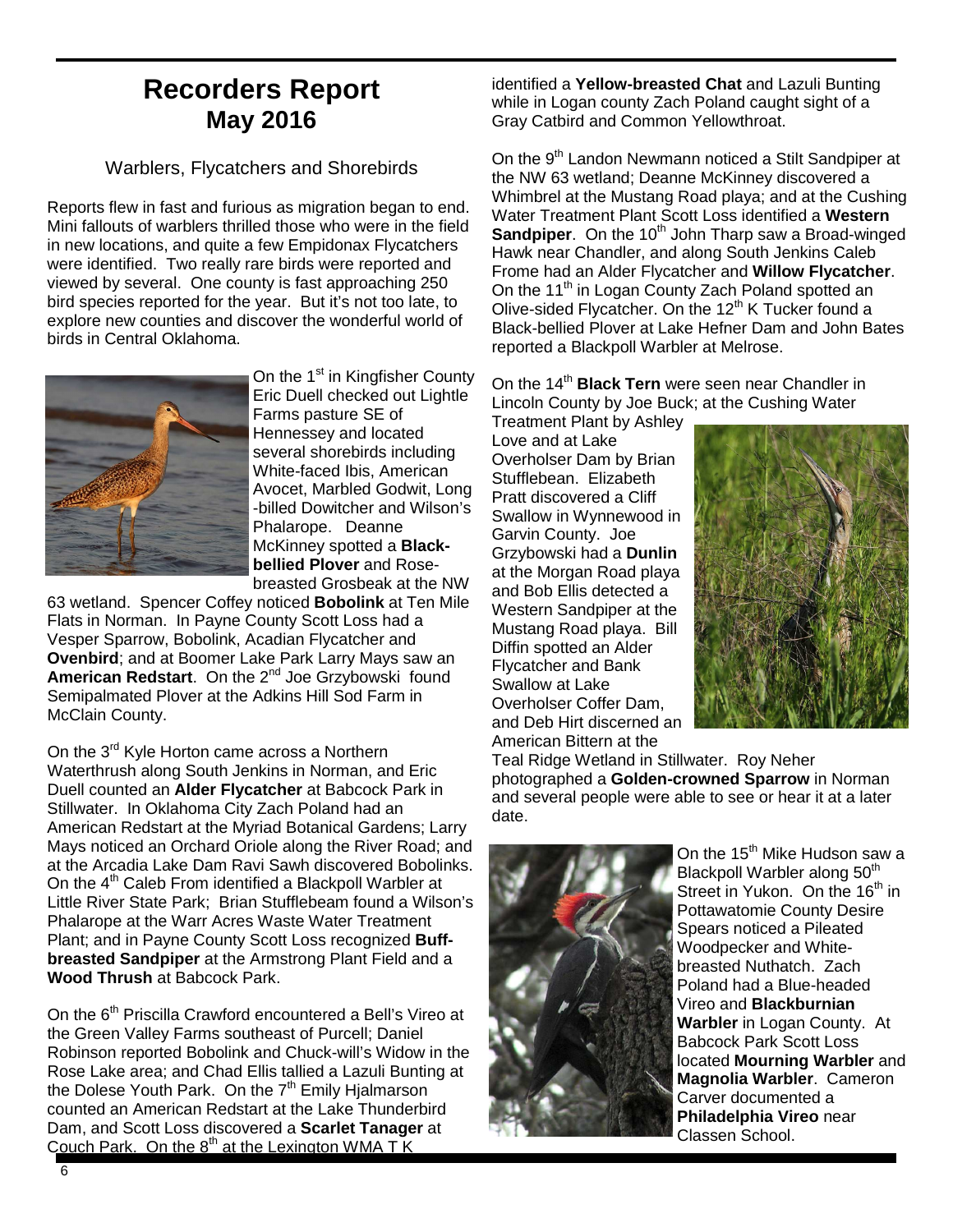# Recorders Report
## May 2016

### Warblers, Flycatchers and Shorebirds

Reports flew in fast and furious as migration began to end. Mini fallouts of warblers thrilled those who were in the field in new locations, and quite a few Empidonax Flycatchers were identified. Two really rare birds were reported and viewed by several. One county is fast approaching 250 bird species reported for the year. But it's not too late, to explore new counties and discover the wonderful world of birds in Central Oklahoma.

On the 1st in Kingfisher County Eric Duell checked out Lightle Farms pasture SE of Hennessey and located several shorebirds including White-faced Ibis, American Avocet, Marbled Godwit, Long-billed Dowitcher and Wilson's Phalarope. Deanne McKinney spotted a **Black-bellied Plover** and Rose-breasted Grosbeak at the NW 63 wetland. Spencer Coffey noticed **Bobolink** at Ten Mile Flats in Norman. In Payne County Scott Loss had a Vesper Sparrow, Bobolink, Acadian Flycatcher and **Ovenbird**; and at Boomer Lake Park Larry Mays saw an **American Redstart**. On the 2nd Joe Grzybowski found Semipalmated Plover at the Adkins Hill Sod Farm in McClain County.

On the 3rd Kyle Horton came across a Northern Waterthrush along South Jenkins in Norman, and Eric Duell counted an **Alder Flycatcher** at Babcock Park in Stillwater. In Oklahoma City Zach Poland had an American Redstart at the Myriad Botanical Gardens; Larry Mays noticed an Orchard Oriole along the River Road; and at the Arcadia Lake Dam Ravi Sawh discovered Bobolinks. On the 4th Caleb From identified a Blackpoll Warbler at Little River State Park; Brian Stufflebeam found a Wilson's Phalarope at the Warr Acres Waste Water Treatment Plant; and in Payne County Scott Loss recognized **Buff-breasted Sandpiper** at the Armstrong Plant Field and a **Wood Thrush** at Babcock Park.

On the 6th Priscilla Crawford encountered a Bell's Vireo at the Green Valley Farms southeast of Purcell; Daniel Robinson reported Bobolink and Chuck-will's Widow in the Rose Lake area; and Chad Ellis tallied a Lazuli Bunting at the Dolese Youth Park. On the 7th Emily Hjalmarson counted an American Redstart at the Lake Thunderbird Dam, and Scott Loss discovered a **Scarlet Tanager** at Couch Park. On the 8th at the Lexington WMA T K identified a **Yellow-breasted Chat** and Lazuli Bunting while in Logan county Zach Poland caught sight of a Gray Catbird and Common Yellowthroat.

On the 9th Landon Newmann noticed a Stilt Sandpiper at the NW 63 wetland; Deanne McKinney discovered a Whimbrel at the Mustang Road playa; and at the Cushing Water Treatment Plant Scott Loss identified a **Western Sandpiper**. On the 10th John Tharp saw a Broad-winged Hawk near Chandler, and along South Jenkins Caleb Frome had an Alder Flycatcher and **Willow Flycatcher**. On the 11th in Logan County Zach Poland spotted an Olive-sided Flycatcher. On the 12th K Tucker found a Black-bellied Plover at Lake Hefner Dam and John Bates reported a Blackpoll Warbler at Melrose.

On the 14th **Black Tern** were seen near Chandler in Lincoln County by Joe Buck; at the Cushing Water Treatment Plant by Ashley Love and at Lake Overholser Dam by Brian Stufflebean. Elizabeth Pratt discovered a Cliff Swallow in Wynnewood in Garvin County. Joe Grzybowski had a **Dunlin** at the Morgan Road playa and Bob Ellis detected a Western Sandpiper at the Mustang Road playa. Bill Diffin spotted an Alder Flycatcher and Bank Swallow at Lake Overholser Coffer Dam, and Deb Hirt discerned an American Bittern at the Teal Ridge Wetland in Stillwater. Roy Neher photographed a **Golden-crowned Sparrow** in Norman and several people were able to see or hear it at a later date.

On the 15th Mike Hudson saw a Blackpoll Warbler along 50th Street in Yukon. On the 16th in Pottawatomie County Desire Spears noticed a Pileated Woodpecker and White-breasted Nuthatch. Zach Poland had a Blue-headed Vireo and **Blackburnian Warbler** in Logan County. At Babcock Park Scott Loss located **Mourning Warbler** and **Magnolia Warbler**. Cameron Carver documented a **Philadelphia Vireo** near Classen School.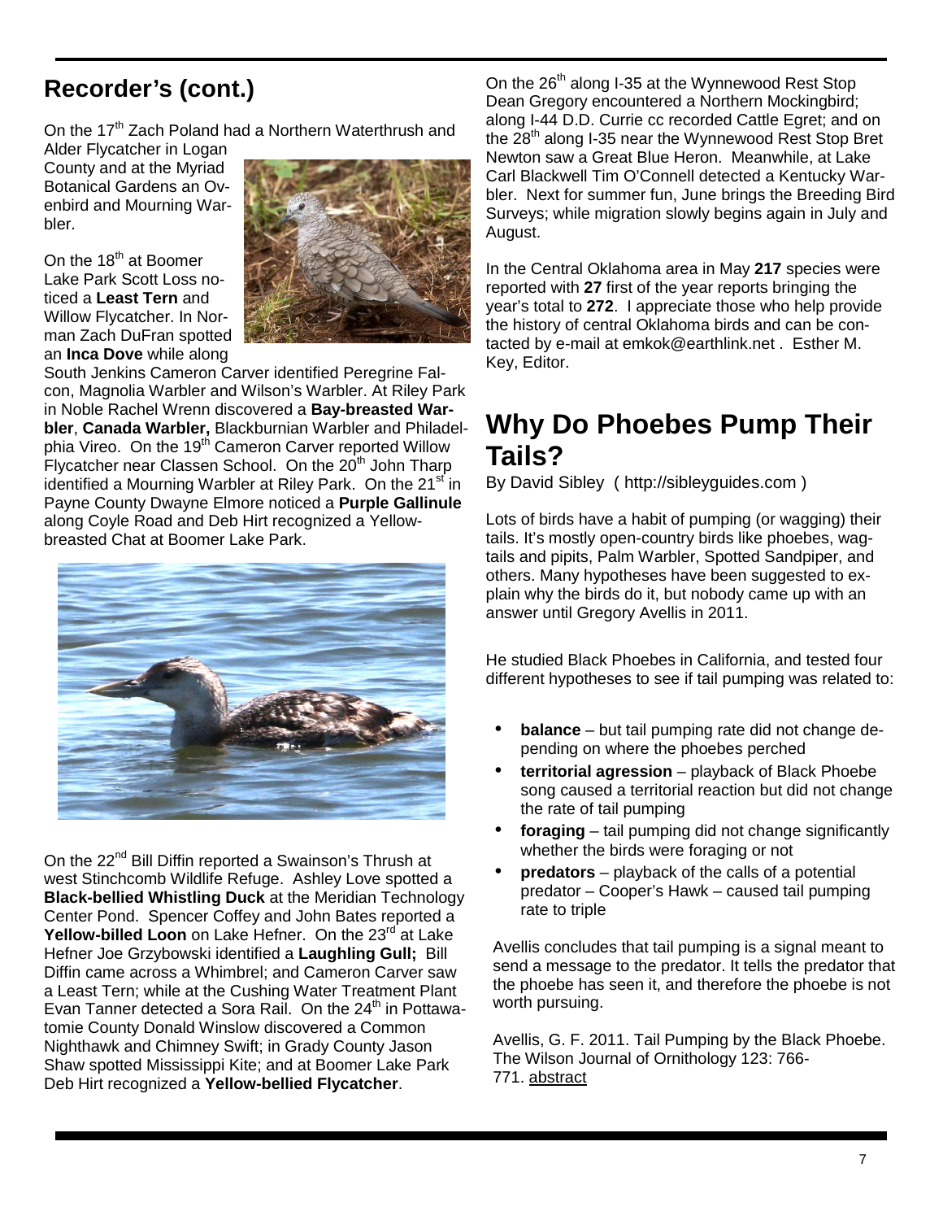## Recorder's (cont.)

On the 17th Zach Poland had a Northern Waterthrush and Alder Flycatcher in Logan County and at the Myriad Botanical Gardens an Ovenbird and Mourning Warbler.

On the 18th at Boomer Lake Park Scott Loss noticed a **Least Tern** and Willow Flycatcher. In Norman Zach DuFran spotted an **Inca Dove** while along South Jenkins Cameron Carver identified Peregrine Falcon, Magnolia Warbler and Wilson's Warbler. At Riley Park in Noble Rachel Wrenn discovered a **Bay-breasted Warbler**, **Canada Warbler,** Blackburnian Warbler and Philadelphia Vireo. On the 19th Cameron Carver reported Willow Flycatcher near Classen School. On the 20th John Tharp identified a Mourning Warbler at Riley Park. On the 21st in Payne County Dwayne Elmore noticed a **Purple Gallinule** along Coyle Road and Deb Hirt recognized a Yellow-breasted Chat at Boomer Lake Park.

On the 22nd Bill Diffin reported a Swainson's Thrush at west Stinchcomb Wildlife Refuge. Ashley Love spotted a **Black-bellied Whistling Duck** at the Meridian Technology Center Pond. Spencer Coffey and John Bates reported a **Yellow-billed Loon** on Lake Hefner. On the 23rd at Lake Hefner Joe Grzybowski identified a **Laughling Gull;** Bill Diffin came across a Whimbrel; and Cameron Carver saw a Least Tern; while at the Cushing Water Treatment Plant Evan Tanner detected a Sora Rail. On the 24th in Pottawatomie County Donald Winslow discovered a Common Nighthawk and Chimney Swift; in Grady County Jason Shaw spotted Mississippi Kite; and at Boomer Lake Park Deb Hirt recognized a **Yellow-bellied Flycatcher**.

On the 26th along I-35 at the Wynnewood Rest Stop Dean Gregory encountered a Northern Mockingbird; along I-44 D.D. Currie cc recorded Cattle Egret; and on the 28th along I-35 near the Wynnewood Rest Stop Bret Newton saw a Great Blue Heron. Meanwhile, at Lake Carl Blackwell Tim O'Connell detected a Kentucky Warbler. Next for summer fun, June brings the Breeding Bird Surveys; while migration slowly begins again in July and August.

In the Central Oklahoma area in May **217** species were reported with **27** first of the year reports bringing the year's total to **272**. I appreciate those who help provide the history of central Oklahoma birds and can be contacted by e-mail at emkok@earthlink.net . Esther M. Key, Editor.

# Why Do Phoebes Pump Their Tails?

By David Sibley ( http://sibleyguides.com )

Lots of birds have a habit of pumping (or wagging) their tails. It's mostly open-country birds like phoebes, wagtails and pipits, Palm Warbler, Spotted Sandpiper, and others. Many hypotheses have been suggested to explain why the birds do it, but nobody came up with an answer until Gregory Avellis in 2011.

He studied Black Phoebes in California, and tested four different hypotheses to see if tail pumping was related to:

- **balance** – but tail pumping rate did not change depending on where the phoebes perched
- **territorial agression** – playback of Black Phoebe song caused a territorial reaction but did not change the rate of tail pumping
- **foraging** – tail pumping did not change significantly whether the birds were foraging or not
- **predators** – playback of the calls of a potential predator – Cooper's Hawk – caused tail pumping rate to triple

Avellis concludes that tail pumping is a signal meant to send a message to the predator. It tells the predator that the phoebe has seen it, and therefore the phoebe is not worth pursuing.

Avellis, G. F. 2011. Tail Pumping by the Black Phoebe. The Wilson Journal of Ornithology 123: 766-771. abstract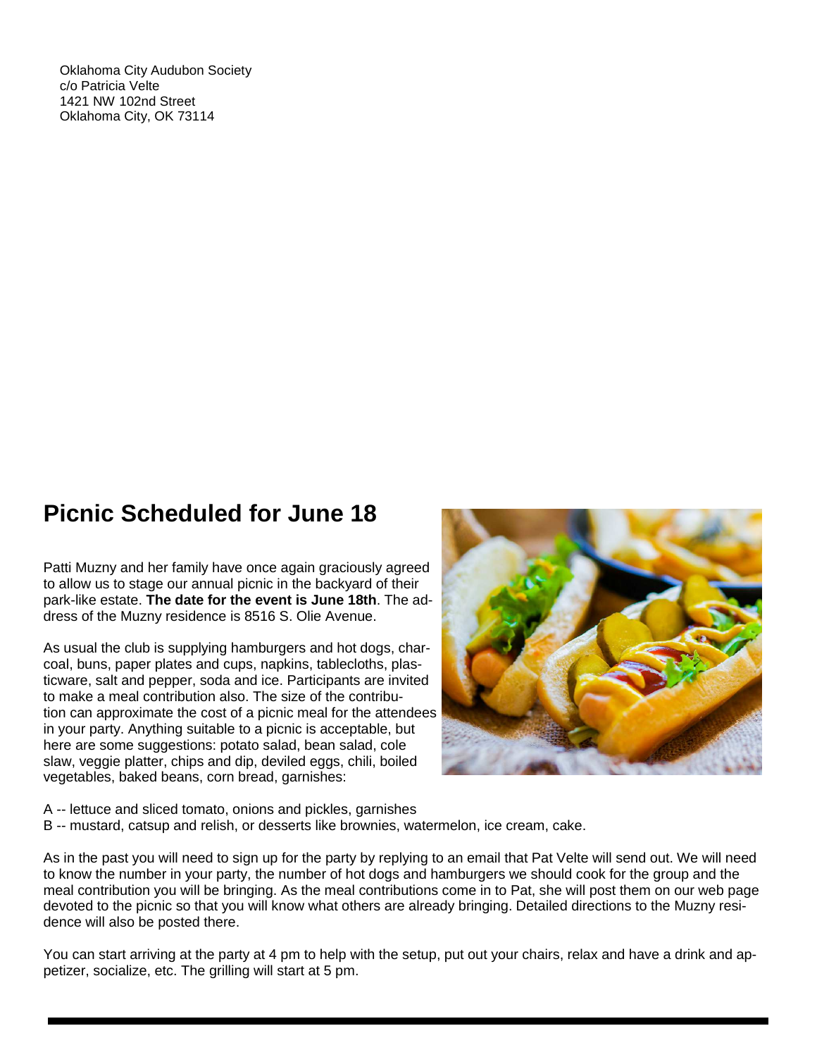Oklahoma City Audubon Society
c/o Patricia Velte
1421 NW 102nd Street
Oklahoma City, OK 73114

## Picnic Scheduled for June 18

Patti Muzny and her family have once again graciously agreed to allow us to stage our annual picnic in the backyard of their park-like estate. **The date for the event is June 18th**. The address of the Muzny residence is 8516 S. Olie Avenue.

As usual the club is supplying hamburgers and hot dogs, charcoal, buns, paper plates and cups, napkins, tablecloths, plasticware, salt and pepper, soda and ice. Participants are invited to make a meal contribution also. The size of the contribution can approximate the cost of a picnic meal for the attendees in your party. Anything suitable to a picnic is acceptable, but here are some suggestions: potato salad, bean salad, cole slaw, veggie platter, chips and dip, deviled eggs, chili, boiled vegetables, baked beans, corn bread, garnishes:

A -- lettuce and sliced tomato, onions and pickles, garnishes
B -- mustard, catsup and relish, or desserts like brownies, watermelon, ice cream, cake.

As in the past you will need to sign up for the party by replying to an email that Pat Velte will send out. We will need to know the number in your party, the number of hot dogs and hamburgers we should cook for the group and the meal contribution you will be bringing. As the meal contributions come in to Pat, she will post them on our web page devoted to the picnic so that you will know what others are already bringing. Detailed directions to the Muzny residence will also be posted there.

You can start arriving at the party at 4 pm to help with the setup, put out your chairs, relax and have a drink and appetizer, socialize, etc. The grilling will start at 5 pm.